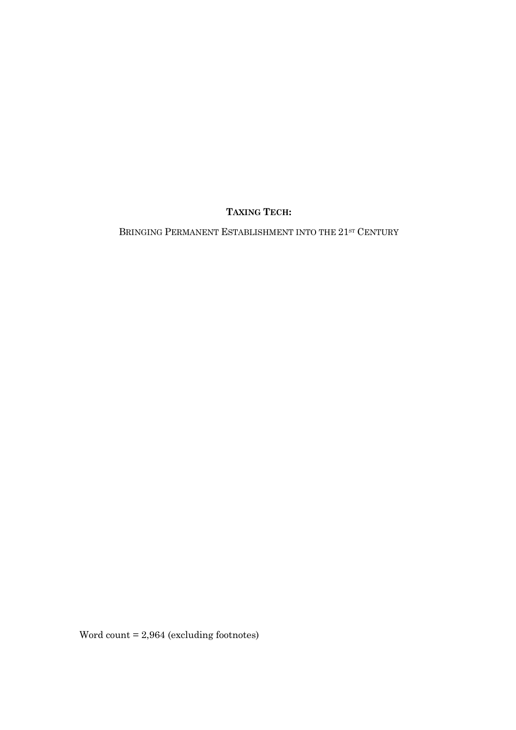# **TAXING TECH:**

BRINGING PERMANENT ESTABLISHMENT INTO THE 21ST CENTURY

Word count = 2,964 (excluding footnotes)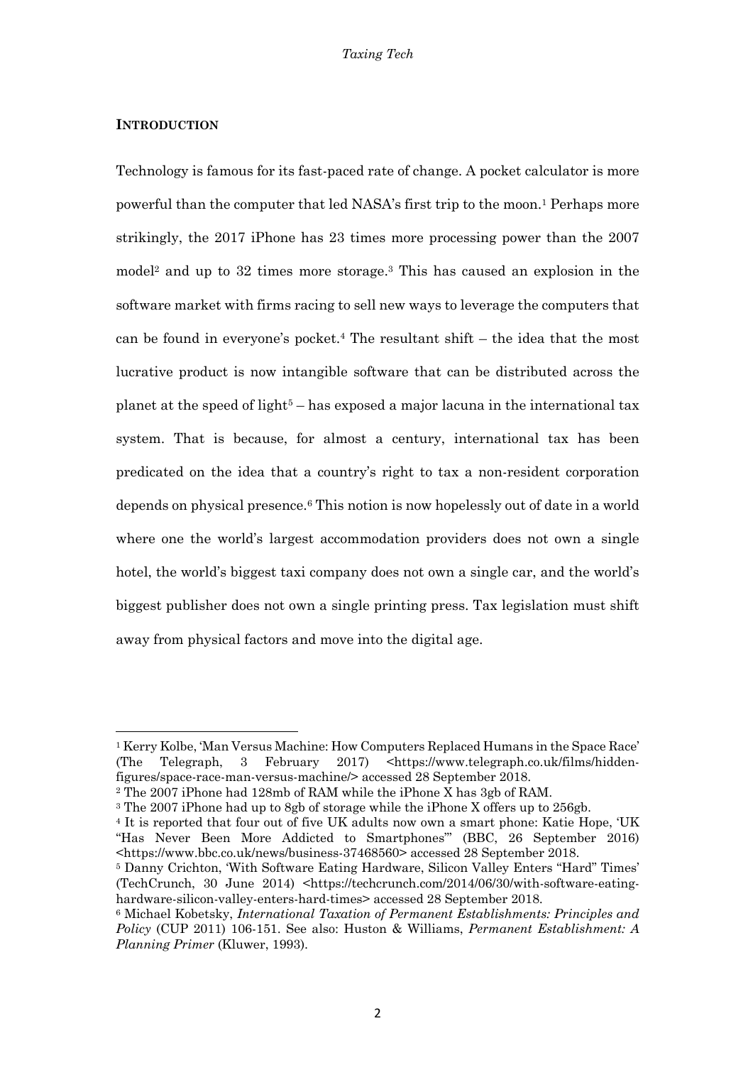## **Introduction**

Technology is famous for its fast-paced rate of change. A pocket calculator is more powerful than the computer that led NASA's first trip to the moon.[1] Perhaps more strikingly, the 2017 iPhone has 23 times more processing power than the 2007 model[2] and up to 32 times more storage.[3] This has caused an explosion in the software market with firms racing to sell new ways to leverage the computers that can be found in everyone's pocket.[4] The resultant shift – the idea that the most lucrative product is now intangible software that can be distributed across the planet at the speed of light[5] – has exposed a major lacuna in the international tax system. That is because, for almost a century, international tax has been predicated on the idea that a country's right to tax a non-resident corporation depends on physical presence.[6] This notion is now hopelessly out of date in a world where one the world's largest accommodation providers does not own a single hotel, the world's biggest taxi company does not own a single car, and the world's biggest publisher does not own a single printing press. Tax legislation must shift away from physical factors and move into the digital age.

---

[1] Kerry Kolbe, 'Man Versus Machine: How Computers Replaced Humans in the Space Race' (The Telegraph, 3 February 2017) <https://www.telegraph.co.uk/films/hidden-figures/space-race-man-versus-machine/> accessed 28 September 2018.

[2] The 2007 iPhone had 128mb of RAM while the iPhone X has 3gb of RAM.

[3] The 2007 iPhone had up to 8gb of storage while the iPhone X offers up to 256gb.

[4] It is reported that four out of five UK adults now own a smart phone: Katie Hope, 'UK "Has Never Been More Addicted to Smartphones"' (BBC, 26 September 2016) <https://www.bbc.co.uk/news/business-37468560> accessed 28 September 2018.

[5] Danny Crichton, 'With Software Eating Hardware, Silicon Valley Enters "Hard" Times' (TechCrunch, 30 June 2014) <https://techcrunch.com/2014/06/30/with-software-eating-hardware-silicon-valley-enters-hard-times> accessed 28 September 2018.

[6] Michael Kobetsky, *International Taxation of Permanent Establishments: Principles and Policy* (CUP 2011) 106-151. See also: Huston & Williams, *Permanent Establishment: A Planning Primer* (Kluwer, 1993).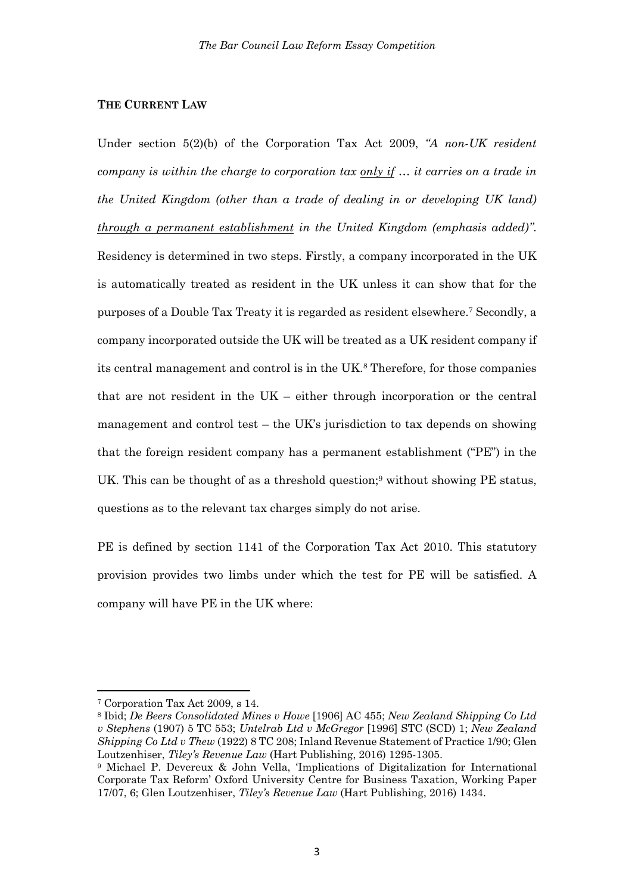### THE CURRENT LAW

Under section 5(2)(b) of the Corporation Tax Act 2009, *"A non-UK resident company is within the charge to corporation tax* ***only if*** *… it carries on a trade in the United Kingdom (other than a trade of dealing in or developing UK land)* ***through a permanent establishment*** *in the United Kingdom (emphasis added)"*. Residency is determined in two steps. Firstly, a company incorporated in the UK is automatically treated as resident in the UK unless it can show that for the purposes of a Double Tax Treaty it is regarded as resident elsewhere.[7] Secondly, a company incorporated outside the UK will be treated as a UK resident company if its central management and control is in the UK.[8] Therefore, for those companies that are not resident in the UK – either through incorporation or the central management and control test – the UK's jurisdiction to tax depends on showing that the foreign resident company has a permanent establishment ("PE") in the UK. This can be thought of as a threshold question;[9] without showing PE status, questions as to the relevant tax charges simply do not arise.

PE is defined by section 1141 of the Corporation Tax Act 2010. This statutory provision provides two limbs under which the test for PE will be satisfied. A company will have PE in the UK where:

---

[7] Corporation Tax Act 2009, s 14.

[8] Ibid; *De Beers Consolidated Mines v Howe* [1906] AC 455; *New Zealand Shipping Co Ltd v Stephens* (1907) 5 TC 553; *Untelrab Ltd v McGregor* [1996] STC (SCD) 1; *New Zealand Shipping Co Ltd v Thew* (1922) 8 TC 208; Inland Revenue Statement of Practice 1/90; Glen Loutzenhiser, *Tiley's Revenue Law* (Hart Publishing, 2016) 1295-1305.

[9] Michael P. Devereux & John Vella, 'Implications of Digitalization for International Corporate Tax Reform' Oxford University Centre for Business Taxation, Working Paper 17/07, 6; Glen Loutzenhiser, *Tiley's Revenue Law* (Hart Publishing, 2016) 1434.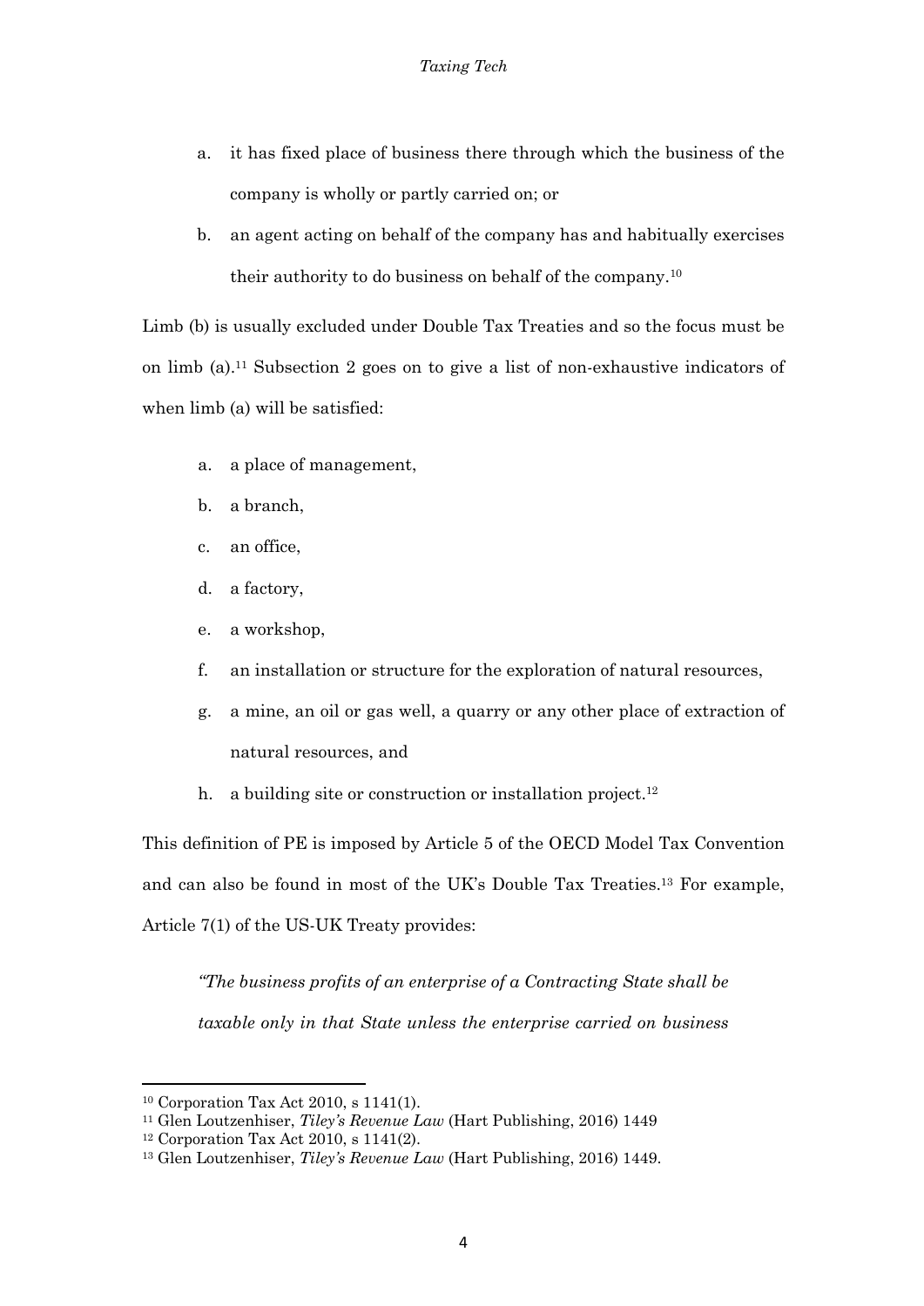a. it has fixed place of business there through which the business of the company is wholly or partly carried on; or

b. an agent acting on behalf of the company has and habitually exercises their authority to do business on behalf of the company.[10]

Limb (b) is usually excluded under Double Tax Treaties and so the focus must be on limb (a).[11] Subsection 2 goes on to give a list of non-exhaustive indicators of when limb (a) will be satisfied:

a. a place of management,

b. a branch,

c. an office,

d. a factory,

e. a workshop,

f. an installation or structure for the exploration of natural resources,

g. a mine, an oil or gas well, a quarry or any other place of extraction of natural resources, and

h. a building site or construction or installation project.[12]

This definition of PE is imposed by Article 5 of the OECD Model Tax Convention and can also be found in most of the UK's Double Tax Treaties.[13] For example, Article 7(1) of the US-UK Treaty provides:

> *"The business profits of an enterprise of a Contracting State shall be taxable only in that State unless the enterprise carried on business*

---

[10] Corporation Tax Act 2010, s 1141(1).

[11] Glen Loutzenhiser, *Tiley's Revenue Law* (Hart Publishing, 2016) 1449

[12] Corporation Tax Act 2010, s 1141(2).

[13] Glen Loutzenhiser, *Tiley's Revenue Law* (Hart Publishing, 2016) 1449.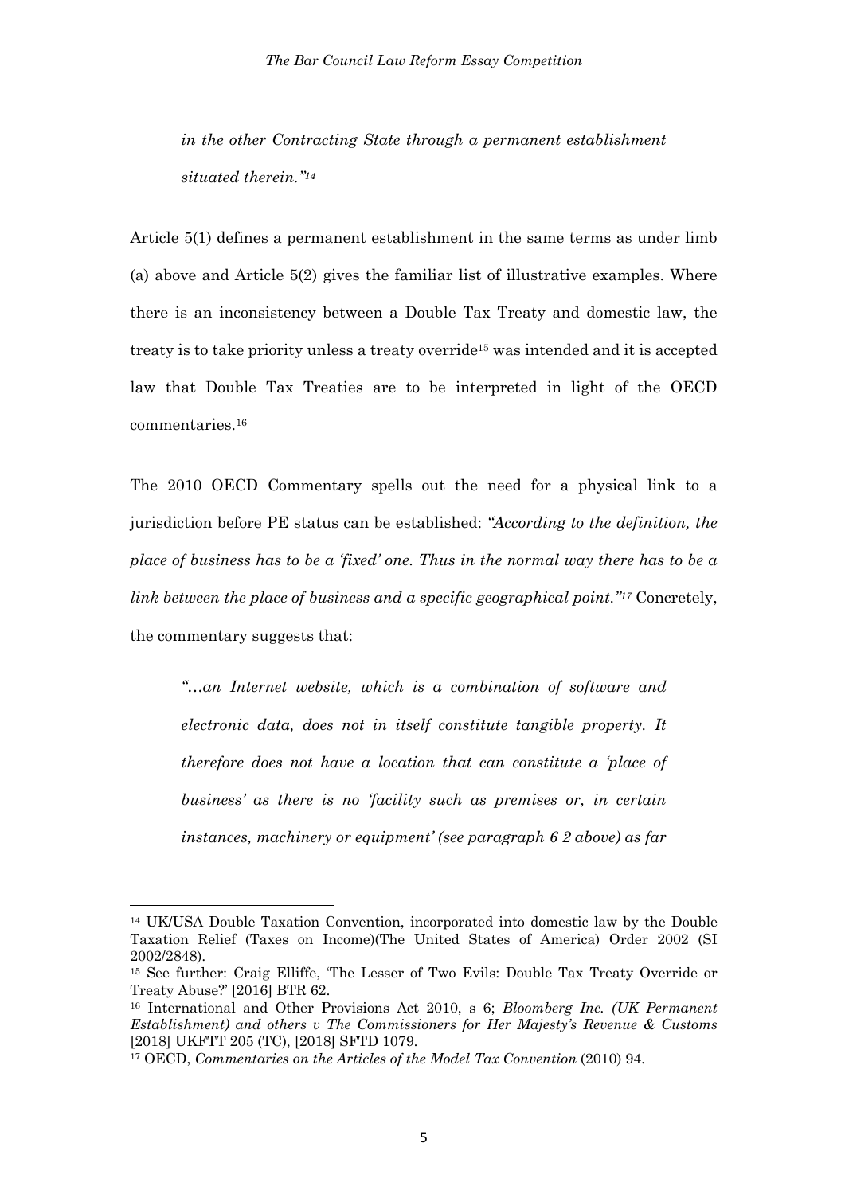> *in the other Contracting State through a permanent establishment situated therein."*[14]

Article 5(1) defines a permanent establishment in the same terms as under limb (a) above and Article 5(2) gives the familiar list of illustrative examples. Where there is an inconsistency between a Double Tax Treaty and domestic law, the treaty is to take priority unless a treaty override[15] was intended and it is accepted law that Double Tax Treaties are to be interpreted in light of the OECD commentaries.[16]

The 2010 OECD Commentary spells out the need for a physical link to a jurisdiction before PE status can be established: *"According to the definition, the place of business has to be a 'fixed' one. Thus in the normal way there has to be a link between the place of business and a specific geographical point."*[17] Concretely, the commentary suggests that:

> *"…an Internet website, which is a combination of software and electronic data, does not in itself constitute <u>tangible</u> property. It therefore does not have a location that can constitute a 'place of business' as there is no 'facility such as premises or, in certain instances, machinery or equipment' (see paragraph 6 2 above) as far*

---

[14] UK/USA Double Taxation Convention, incorporated into domestic law by the Double Taxation Relief (Taxes on Income)(The United States of America) Order 2002 (SI 2002/2848).

[15] See further: Craig Elliffe, 'The Lesser of Two Evils: Double Tax Treaty Override or Treaty Abuse?' [2016] BTR 62.

[16] International and Other Provisions Act 2010, s 6; *Bloomberg Inc. (UK Permanent Establishment) and others v The Commissioners for Her Majesty's Revenue & Customs* [2018] UKFTT 205 (TC), [2018] SFTD 1079.

[17] OECD, *Commentaries on the Articles of the Model Tax Convention* (2010) 94.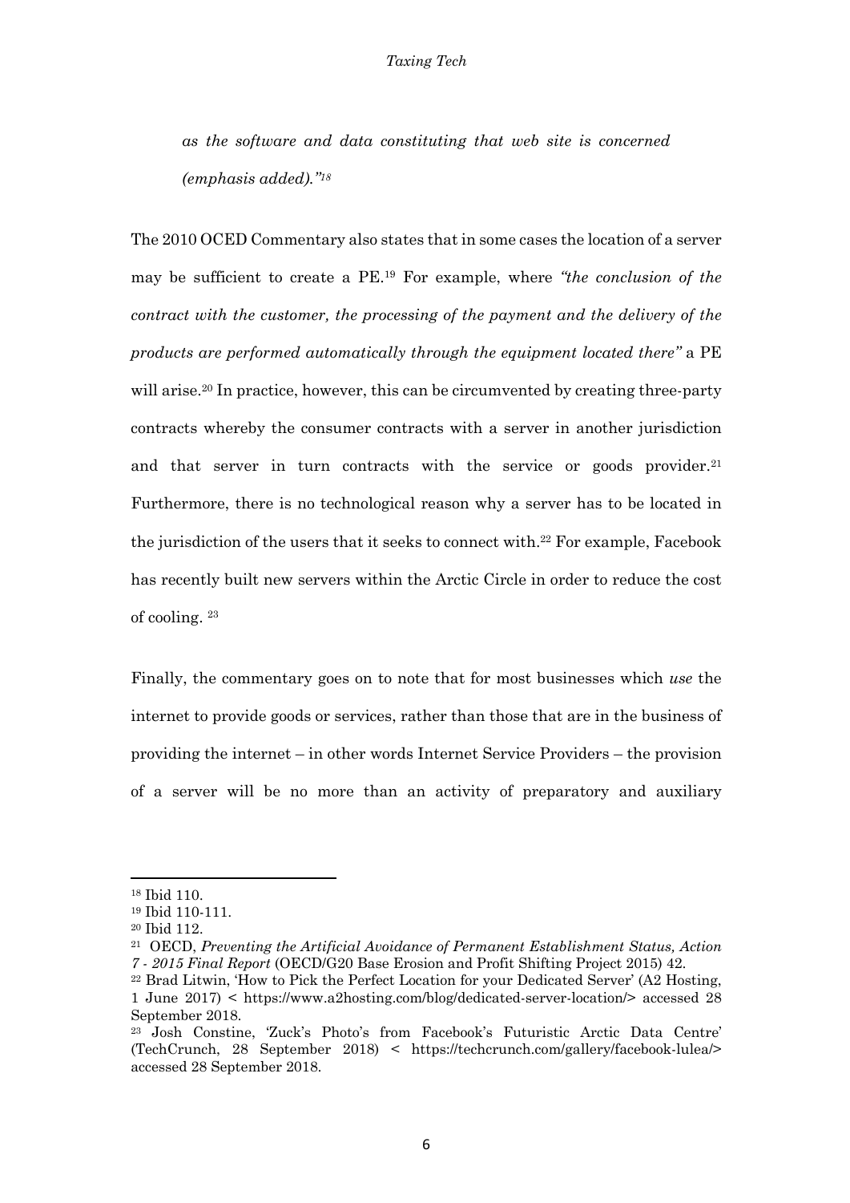*as the software and data constituting that web site is concerned (emphasis added)."*[18]

The 2010 OCED Commentary also states that in some cases the location of a server may be sufficient to create a PE.[19] For example, where *"the conclusion of the contract with the customer, the processing of the payment and the delivery of the products are performed automatically through the equipment located there"* a PE will arise.[20] In practice, however, this can be circumvented by creating three-party contracts whereby the consumer contracts with a server in another jurisdiction and that server in turn contracts with the service or goods provider.[21] Furthermore, there is no technological reason why a server has to be located in the jurisdiction of the users that it seeks to connect with.[22] For example, Facebook has recently built new servers within the Arctic Circle in order to reduce the cost of cooling. [23]

Finally, the commentary goes on to note that for most businesses which *use* the internet to provide goods or services, rather than those that are in the business of providing the internet – in other words Internet Service Providers – the provision of a server will be no more than an activity of preparatory and auxiliary

---

[18] Ibid 110.

[19] Ibid 110-111.

[20] Ibid 112.

[21] OECD, *Preventing the Artificial Avoidance of Permanent Establishment Status, Action 7 - 2015 Final Report* (OECD/G20 Base Erosion and Profit Shifting Project 2015) 42.

[22] Brad Litwin, 'How to Pick the Perfect Location for your Dedicated Server' (A2 Hosting, 1 June 2017) < https://www.a2hosting.com/blog/dedicated-server-location/> accessed 28 September 2018.

[23] Josh Constine, 'Zuck's Photo's from Facebook's Futuristic Arctic Data Centre' (TechCrunch, 28 September 2018) < https://techcrunch.com/gallery/facebook-lulea/> accessed 28 September 2018.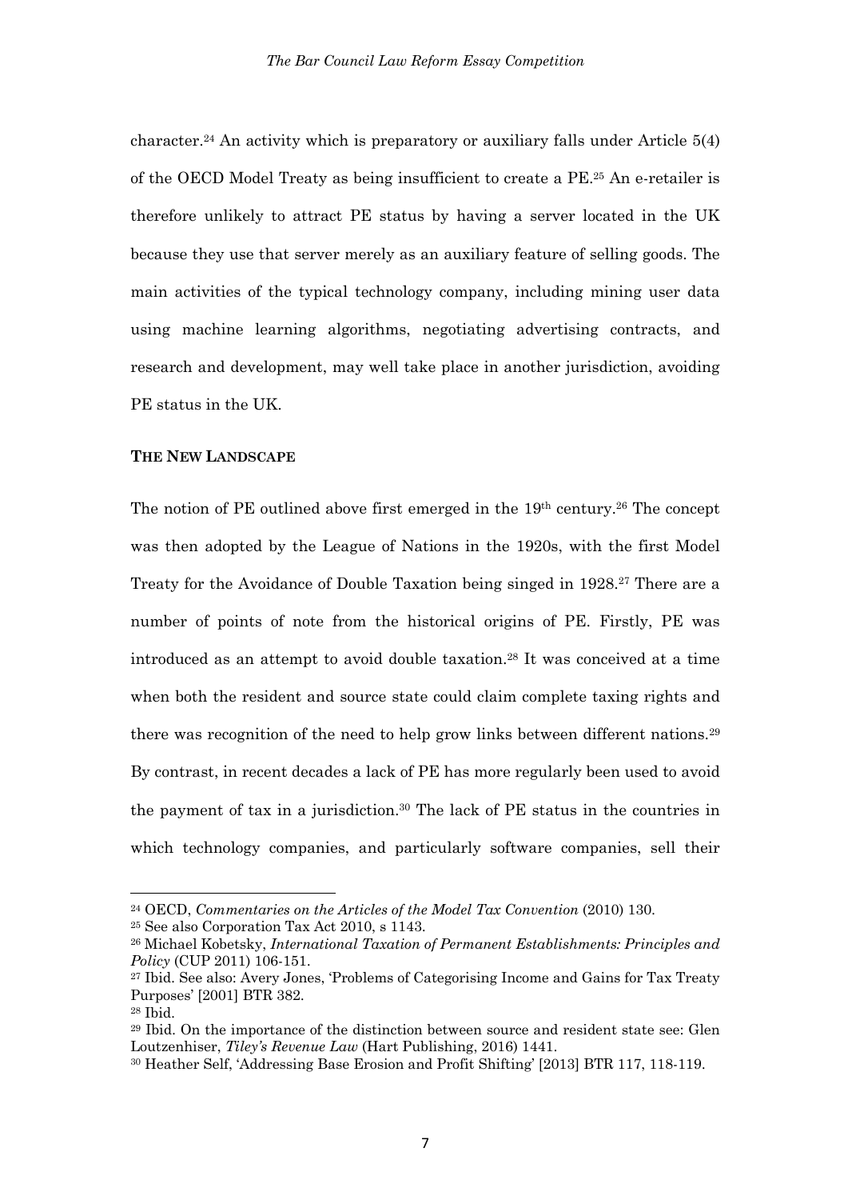character.[24] An activity which is preparatory or auxiliary falls under Article 5(4) of the OECD Model Treaty as being insufficient to create a PE.[25] An e-retailer is therefore unlikely to attract PE status by having a server located in the UK because they use that server merely as an auxiliary feature of selling goods. The main activities of the typical technology company, including mining user data using machine learning algorithms, negotiating advertising contracts, and research and development, may well take place in another jurisdiction, avoiding PE status in the UK.

**THE NEW LANDSCAPE**

The notion of PE outlined above first emerged in the 19th century.[26] The concept was then adopted by the League of Nations in the 1920s, with the first Model Treaty for the Avoidance of Double Taxation being singed in 1928.[27] There are a number of points of note from the historical origins of PE. Firstly, PE was introduced as an attempt to avoid double taxation.[28] It was conceived at a time when both the resident and source state could claim complete taxing rights and there was recognition of the need to help grow links between different nations.[29] By contrast, in recent decades a lack of PE has more regularly been used to avoid the payment of tax in a jurisdiction.[30] The lack of PE status in the countries in which technology companies, and particularly software companies, sell their

---

[24] OECD, *Commentaries on the Articles of the Model Tax Convention* (2010) 130.

[25] See also Corporation Tax Act 2010, s 1143.

[26] Michael Kobetsky, *International Taxation of Permanent Establishments: Principles and Policy* (CUP 2011) 106-151.

[27] Ibid. See also: Avery Jones, 'Problems of Categorising Income and Gains for Tax Treaty Purposes' [2001] BTR 382.

[28] Ibid.

[29] Ibid. On the importance of the distinction between source and resident state see: Glen Loutzenhiser, *Tiley's Revenue Law* (Hart Publishing, 2016) 1441.

[30] Heather Self, 'Addressing Base Erosion and Profit Shifting' [2013] BTR 117, 118-119.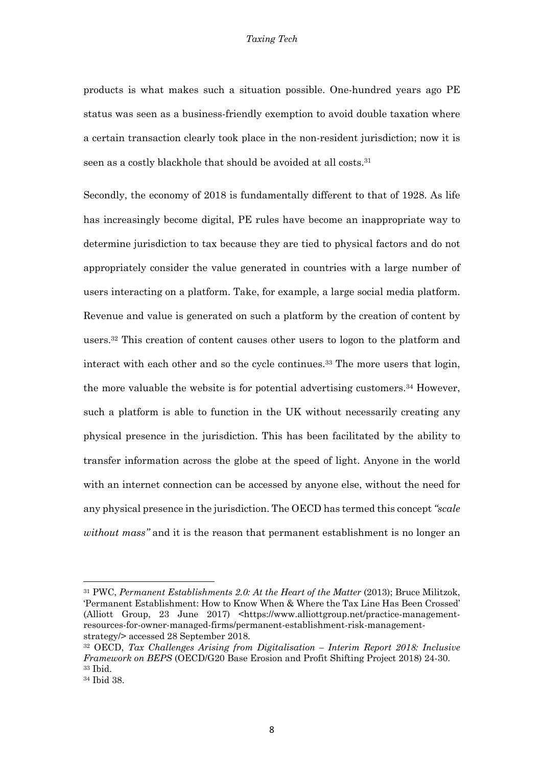products is what makes such a situation possible. One-hundred years ago PE status was seen as a business-friendly exemption to avoid double taxation where a certain transaction clearly took place in the non-resident jurisdiction; now it is seen as a costly blackhole that should be avoided at all costs.[31]

Secondly, the economy of 2018 is fundamentally different to that of 1928. As life has increasingly become digital, PE rules have become an inappropriate way to determine jurisdiction to tax because they are tied to physical factors and do not appropriately consider the value generated in countries with a large number of users interacting on a platform. Take, for example, a large social media platform. Revenue and value is generated on such a platform by the creation of content by users.[32] This creation of content causes other users to logon to the platform and interact with each other and so the cycle continues.[33] The more users that login, the more valuable the website is for potential advertising customers.[34] However, such a platform is able to function in the UK without necessarily creating any physical presence in the jurisdiction. This has been facilitated by the ability to transfer information across the globe at the speed of light. Anyone in the world with an internet connection can be accessed by anyone else, without the need for any physical presence in the jurisdiction. The OECD has termed this concept *"scale without mass"* and it is the reason that permanent establishment is no longer an

---

[31] PWC, *Permanent Establishments 2.0: At the Heart of the Matter* (2013); Bruce Militzok, 'Permanent Establishment: How to Know When & Where the Tax Line Has Been Crossed' (Alliott Group, 23 June 2017) <https://www.alliottgroup.net/practice-management-resources-for-owner-managed-firms/permanent-establishment-risk-management-strategy/> accessed 28 September 2018.

[32] OECD, *Tax Challenges Arising from Digitalisation – Interim Report 2018: Inclusive Framework on BEPS* (OECD/G20 Base Erosion and Profit Shifting Project 2018) 24-30.

[33] Ibid.

[34] Ibid 38.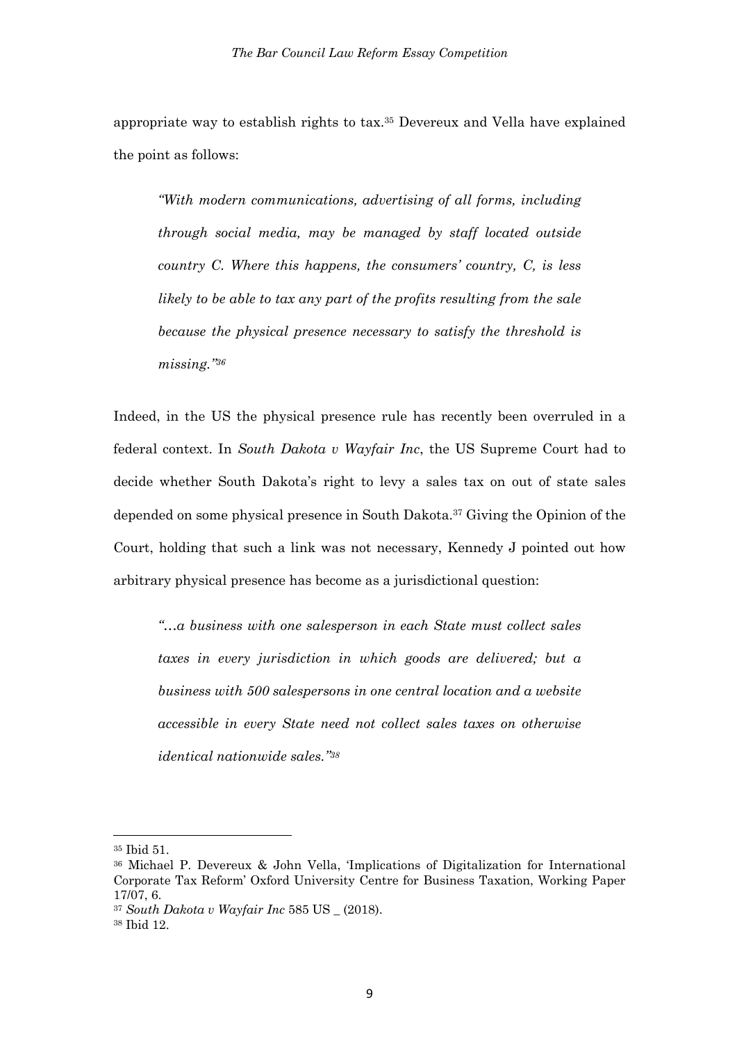appropriate way to establish rights to tax.[35] Devereux and Vella have explained the point as follows:

> *"With modern communications, advertising of all forms, including through social media, may be managed by staff located outside country C. Where this happens, the consumers' country, C, is less likely to be able to tax any part of the profits resulting from the sale because the physical presence necessary to satisfy the threshold is missing."*[36]

Indeed, in the US the physical presence rule has recently been overruled in a federal context. In *South Dakota v Wayfair Inc*, the US Supreme Court had to decide whether South Dakota's right to levy a sales tax on out of state sales depended on some physical presence in South Dakota.[37] Giving the Opinion of the Court, holding that such a link was not necessary, Kennedy J pointed out how arbitrary physical presence has become as a jurisdictional question:

> *"…a business with one salesperson in each State must collect sales taxes in every jurisdiction in which goods are delivered; but a business with 500 salespersons in one central location and a website accessible in every State need not collect sales taxes on otherwise identical nationwide sales."*[38]

---

[35] Ibid 51.

[36] Michael P. Devereux & John Vella, 'Implications of Digitalization for International Corporate Tax Reform' Oxford University Centre for Business Taxation, Working Paper 17/07, 6.

[37] *South Dakota v Wayfair Inc* 585 US _ (2018).

[38] Ibid 12.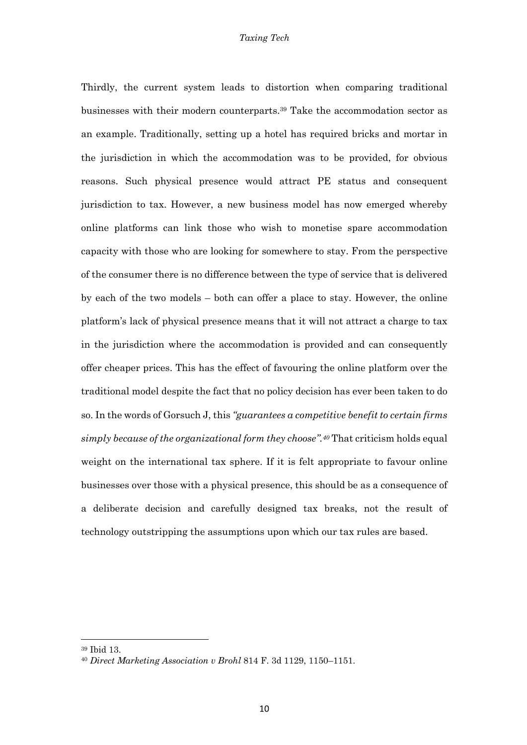Thirdly, the current system leads to distortion when comparing traditional businesses with their modern counterparts.[39] Take the accommodation sector as an example. Traditionally, setting up a hotel has required bricks and mortar in the jurisdiction in which the accommodation was to be provided, for obvious reasons. Such physical presence would attract PE status and consequent jurisdiction to tax. However, a new business model has now emerged whereby online platforms can link those who wish to monetise spare accommodation capacity with those who are looking for somewhere to stay. From the perspective of the consumer there is no difference between the type of service that is delivered by each of the two models – both can offer a place to stay. However, the online platform's lack of physical presence means that it will not attract a charge to tax in the jurisdiction where the accommodation is provided and can consequently offer cheaper prices. This has the effect of favouring the online platform over the traditional model despite the fact that no policy decision has ever been taken to do so. In the words of Gorsuch J, this *"guarantees a competitive benefit to certain firms simply because of the organizational form they choose".*[40] That criticism holds equal weight on the international tax sphere. If it is felt appropriate to favour online businesses over those with a physical presence, this should be as a consequence of a deliberate decision and carefully designed tax breaks, not the result of technology outstripping the assumptions upon which our tax rules are based.

---

[39] Ibid 13.

[40] *Direct Marketing Association v Brohl* 814 F. 3d 1129, 1150–1151.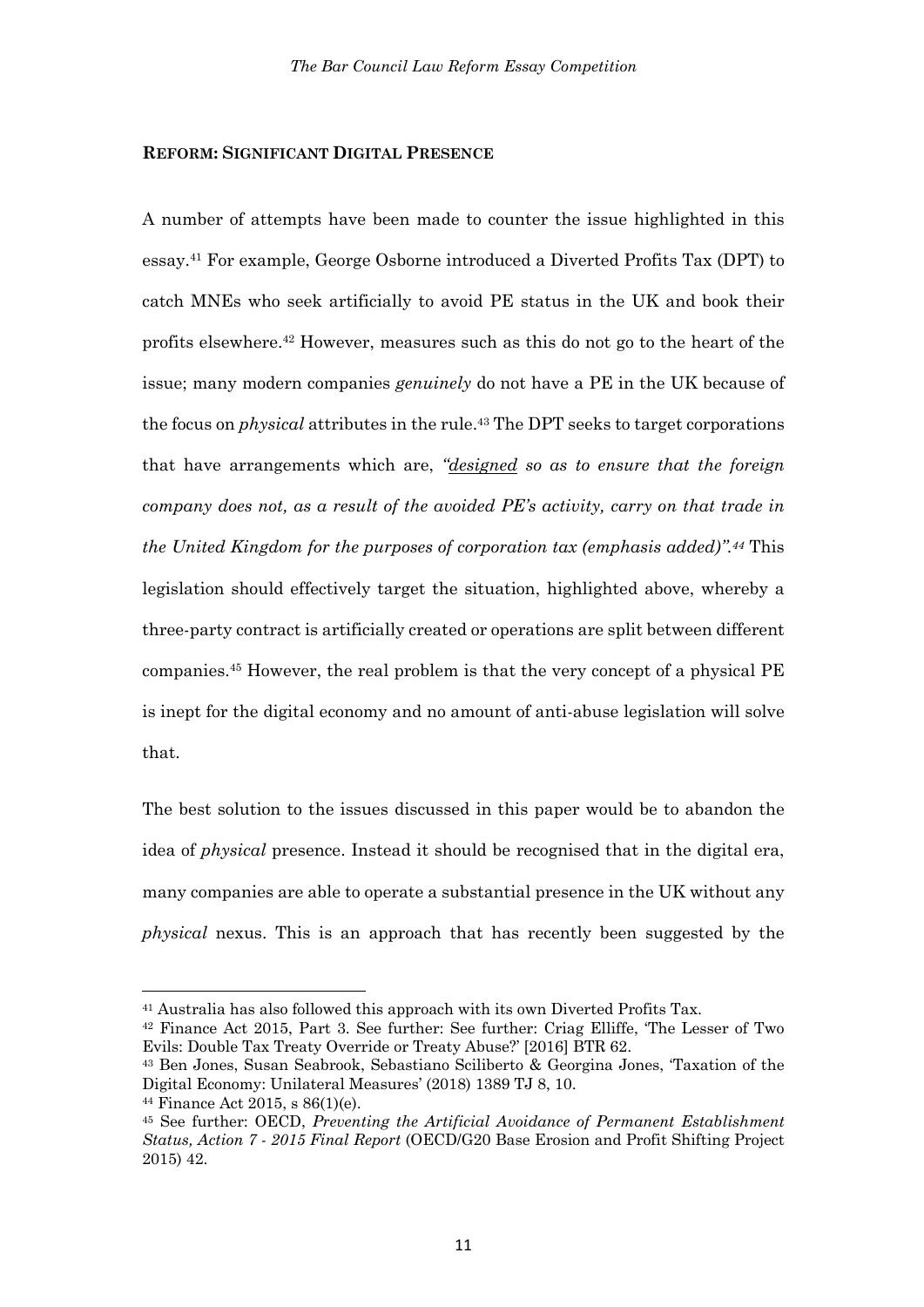**REFORM: SIGNIFICANT DIGITAL PRESENCE**

A number of attempts have been made to counter the issue highlighted in this essay.[41] For example, George Osborne introduced a Diverted Profits Tax (DPT) to catch MNEs who seek artificially to avoid PE status in the UK and book their profits elsewhere.[42] However, measures such as this do not go to the heart of the issue; many modern companies *genuinely* do not have a PE in the UK because of the focus on *physical* attributes in the rule.[43] The DPT seeks to target corporations that have arrangements which are, *"designed so as to ensure that the foreign company does not, as a result of the avoided PE's activity, carry on that trade in the United Kingdom for the purposes of corporation tax (emphasis added)".*[44] This legislation should effectively target the situation, highlighted above, whereby a three-party contract is artificially created or operations are split between different companies.[45] However, the real problem is that the very concept of a physical PE is inept for the digital economy and no amount of anti-abuse legislation will solve that.

The best solution to the issues discussed in this paper would be to abandon the idea of *physical* presence. Instead it should be recognised that in the digital era, many companies are able to operate a substantial presence in the UK without any *physical* nexus. This is an approach that has recently been suggested by the

---

[41] Australia has also followed this approach with its own Diverted Profits Tax.

[42] Finance Act 2015, Part 3. See further: See further: Criag Elliffe, 'The Lesser of Two Evils: Double Tax Treaty Override or Treaty Abuse?' [2016] BTR 62.

[43] Ben Jones, Susan Seabrook, Sebastiano Sciliberto & Georgina Jones, 'Taxation of the Digital Economy: Unilateral Measures' (2018) 1389 TJ 8, 10.

[44] Finance Act 2015, s 86(1)(e).

[45] See further: OECD, *Preventing the Artificial Avoidance of Permanent Establishment Status, Action 7 - 2015 Final Report* (OECD/G20 Base Erosion and Profit Shifting Project 2015) 42.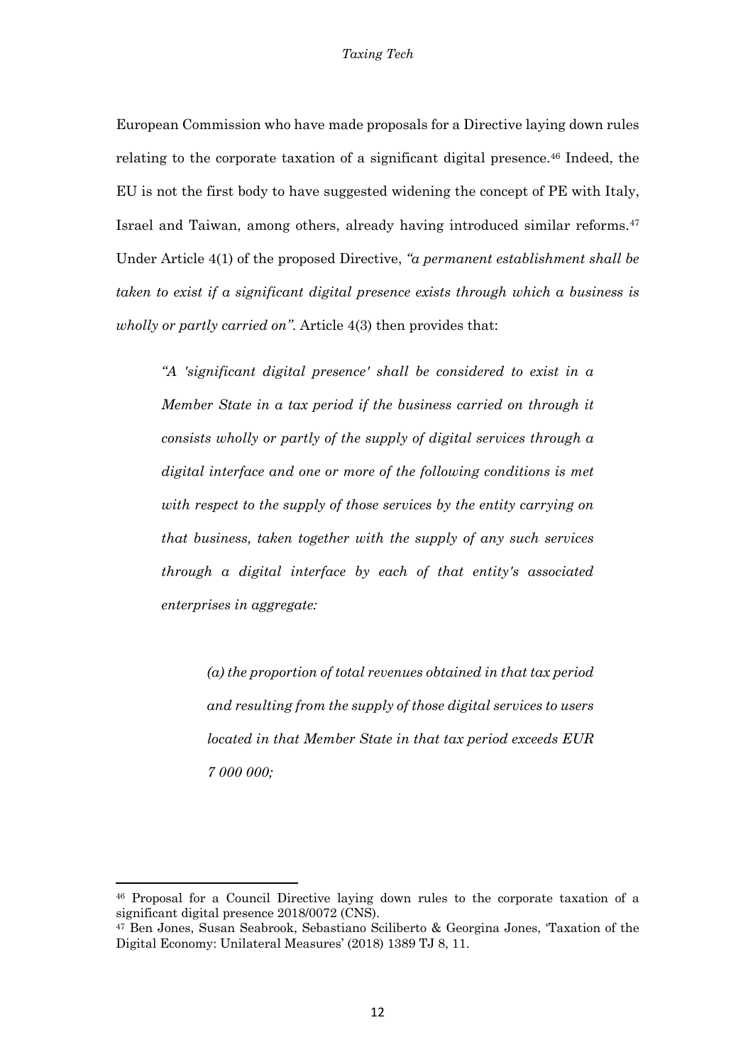European Commission who have made proposals for a Directive laying down rules relating to the corporate taxation of a significant digital presence.[46] Indeed, the EU is not the first body to have suggested widening the concept of PE with Italy, Israel and Taiwan, among others, already having introduced similar reforms.[47] Under Article 4(1) of the proposed Directive, *"a permanent establishment shall be taken to exist if a significant digital presence exists through which a business is wholly or partly carried on"*. Article 4(3) then provides that:

> *"A 'significant digital presence' shall be considered to exist in a Member State in a tax period if the business carried on through it consists wholly or partly of the supply of digital services through a digital interface and one or more of the following conditions is met with respect to the supply of those services by the entity carrying on that business, taken together with the supply of any such services through a digital interface by each of that entity's associated enterprises in aggregate:*
>
> > *(a) the proportion of total revenues obtained in that tax period and resulting from the supply of those digital services to users located in that Member State in that tax period exceeds EUR 7 000 000;*

---

[46] Proposal for a Council Directive laying down rules to the corporate taxation of a significant digital presence 2018/0072 (CNS).

[47] Ben Jones, Susan Seabrook, Sebastiano Sciliberto & Georgina Jones, 'Taxation of the Digital Economy: Unilateral Measures' (2018) 1389 TJ 8, 11.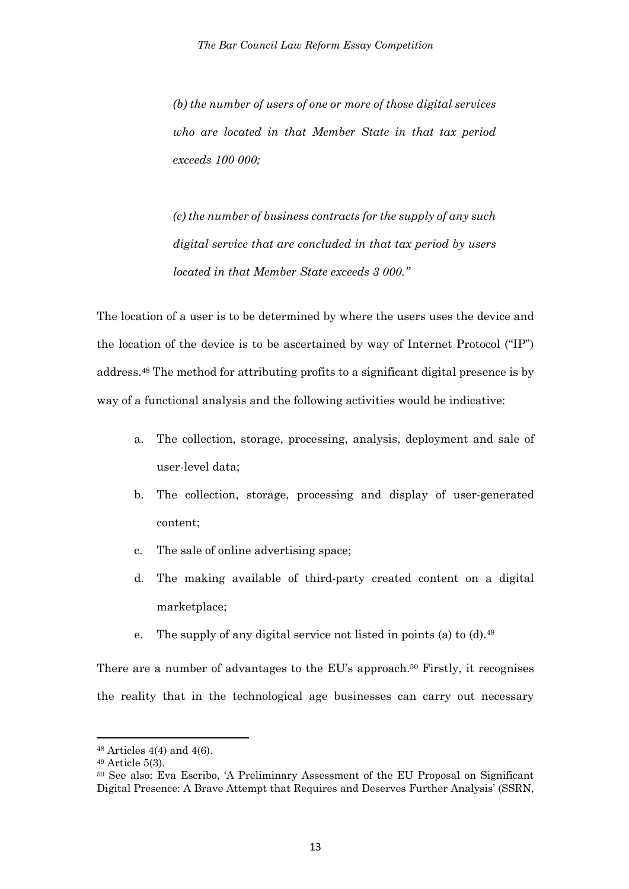> *(b) the number of users of one or more of those digital services who are located in that Member State in that tax period exceeds 100 000;*
>
> *(c) the number of business contracts for the supply of any such digital service that are concluded in that tax period by users located in that Member State exceeds 3 000."*

The location of a user is to be determined by where the users uses the device and the location of the device is to be ascertained by way of Internet Protocol ("IP") address.[48] The method for attributing profits to a significant digital presence is by way of a functional analysis and the following activities would be indicative:

a. The collection, storage, processing, analysis, deployment and sale of user-level data;

b. The collection, storage, processing and display of user-generated content;

c. The sale of online advertising space;

d. The making available of third-party created content on a digital marketplace;

e. The supply of any digital service not listed in points (a) to (d).[49]

There are a number of advantages to the EU's approach.[50] Firstly, it recognises the reality that in the technological age businesses can carry out necessary

---

[48] Articles 4(4) and 4(6).

[49] Article 5(3).

[50] See also: Eva Escribo, 'A Preliminary Assessment of the EU Proposal on Significant Digital Presence: A Brave Attempt that Requires and Deserves Further Analysis' (SSRN,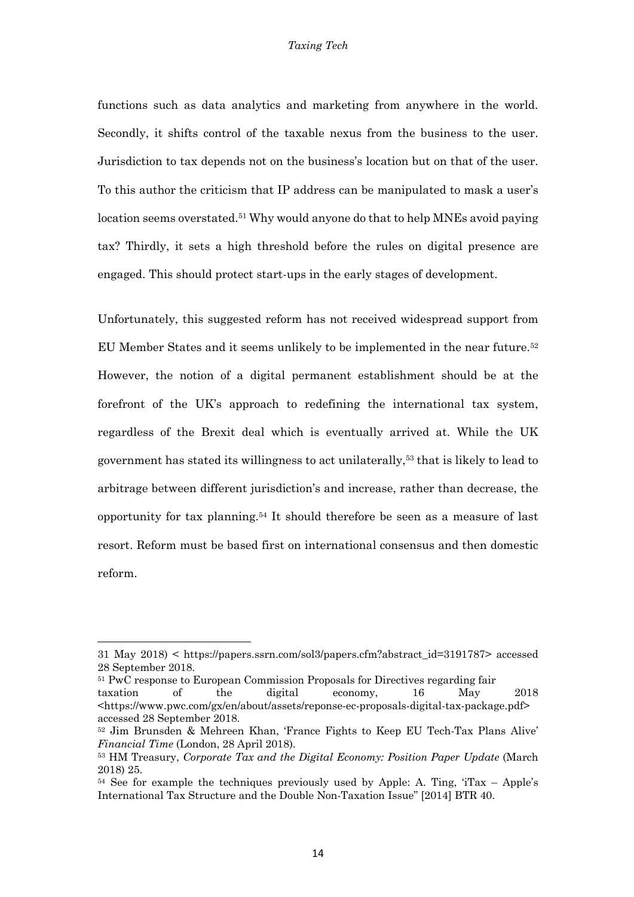functions such as data analytics and marketing from anywhere in the world. Secondly, it shifts control of the taxable nexus from the business to the user. Jurisdiction to tax depends not on the business's location but on that of the user. To this author the criticism that IP address can be manipulated to mask a user's location seems overstated.[51] Why would anyone do that to help MNEs avoid paying tax? Thirdly, it sets a high threshold before the rules on digital presence are engaged. This should protect start-ups in the early stages of development.

Unfortunately, this suggested reform has not received widespread support from EU Member States and it seems unlikely to be implemented in the near future.[52] However, the notion of a digital permanent establishment should be at the forefront of the UK's approach to redefining the international tax system, regardless of the Brexit deal which is eventually arrived at. While the UK government has stated its willingness to act unilaterally,[53] that is likely to lead to arbitrage between different jurisdiction's and increase, rather than decrease, the opportunity for tax planning.[54] It should therefore be seen as a measure of last resort. Reform must be based first on international consensus and then domestic reform.

---

31 May 2018) < https://papers.ssrn.com/sol3/papers.cfm?abstract_id=3191787> accessed 28 September 2018.

[51] PwC response to European Commission Proposals for Directives regarding fair taxation of the digital economy, 16 May 2018 <https://www.pwc.com/gx/en/about/assets/reponse-ec-proposals-digital-tax-package.pdf> accessed 28 September 2018.

[52] Jim Brunsden & Mehreen Khan, 'France Fights to Keep EU Tech-Tax Plans Alive' *Financial Time* (London, 28 April 2018).

[53] HM Treasury, *Corporate Tax and the Digital Economy: Position Paper Update* (March 2018) 25.

[54] See for example the techniques previously used by Apple: A. Ting, 'iTax – Apple's International Tax Structure and the Double Non-Taxation Issue" [2014] BTR 40.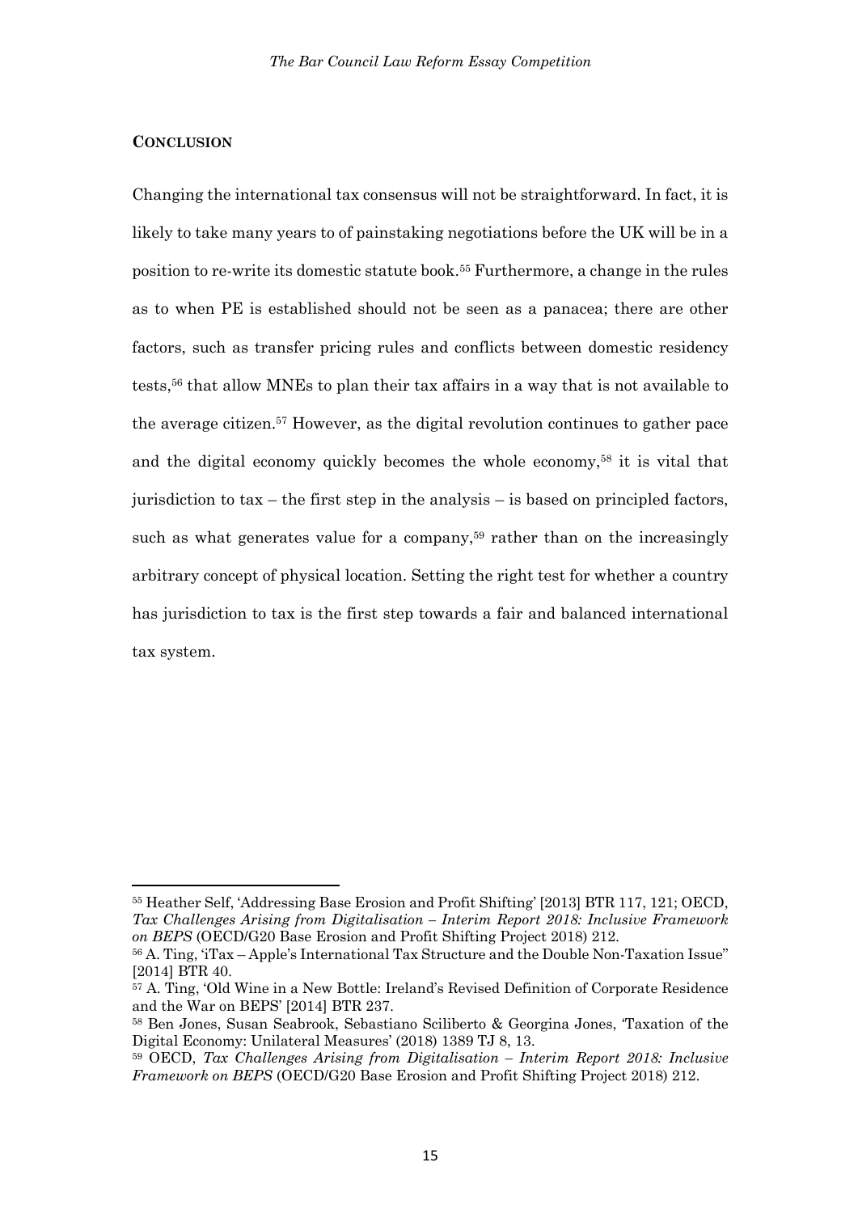## CONCLUSION

Changing the international tax consensus will not be straightforward. In fact, it is likely to take many years to of painstaking negotiations before the UK will be in a position to re-write its domestic statute book.[55] Furthermore, a change in the rules as to when PE is established should not be seen as a panacea; there are other factors, such as transfer pricing rules and conflicts between domestic residency tests,[56] that allow MNEs to plan their tax affairs in a way that is not available to the average citizen.[57] However, as the digital revolution continues to gather pace and the digital economy quickly becomes the whole economy,[58] it is vital that jurisdiction to tax – the first step in the analysis – is based on principled factors, such as what generates value for a company,[59] rather than on the increasingly arbitrary concept of physical location. Setting the right test for whether a country has jurisdiction to tax is the first step towards a fair and balanced international tax system.

---

[55] Heather Self, 'Addressing Base Erosion and Profit Shifting' [2013] BTR 117, 121; OECD, *Tax Challenges Arising from Digitalisation – Interim Report 2018: Inclusive Framework on BEPS* (OECD/G20 Base Erosion and Profit Shifting Project 2018) 212.

[56] A. Ting, 'iTax – Apple's International Tax Structure and the Double Non-Taxation Issue" [2014] BTR 40.

[57] A. Ting, 'Old Wine in a New Bottle: Ireland's Revised Definition of Corporate Residence and the War on BEPS' [2014] BTR 237.

[58] Ben Jones, Susan Seabrook, Sebastiano Sciliberto & Georgina Jones, 'Taxation of the Digital Economy: Unilateral Measures' (2018) 1389 TJ 8, 13.

[59] OECD, *Tax Challenges Arising from Digitalisation – Interim Report 2018: Inclusive Framework on BEPS* (OECD/G20 Base Erosion and Profit Shifting Project 2018) 212.